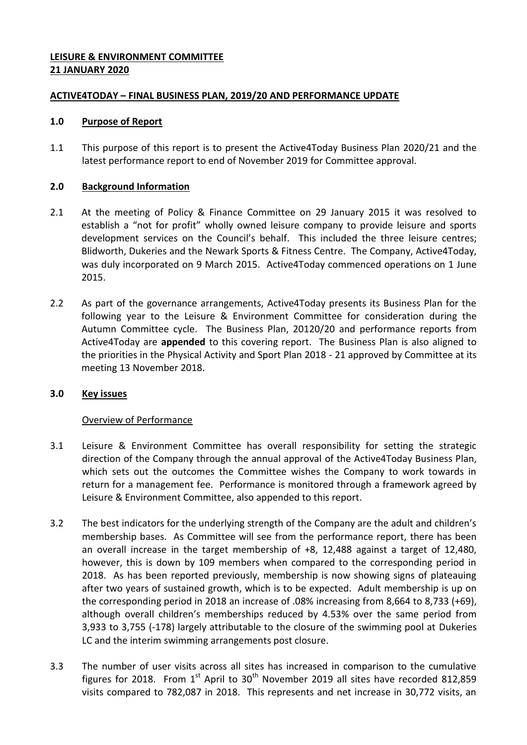**LEISURE & ENVIRONMENT COMMITTEE**
**21 JANUARY 2020**

**ACTIVE4TODAY – FINAL BUSINESS PLAN, 2019/20 AND PERFORMANCE UPDATE**

## 1.0 Purpose of Report

1.1 This purpose of this report is to present the Active4Today Business Plan 2020/21 and the latest performance report to end of November 2019 for Committee approval.

## 2.0 Background Information

2.1 At the meeting of Policy & Finance Committee on 29 January 2015 it was resolved to establish a "not for profit" wholly owned leisure company to provide leisure and sports development services on the Council's behalf. This included the three leisure centres; Blidworth, Dukeries and the Newark Sports & Fitness Centre. The Company, Active4Today, was duly incorporated on 9 March 2015. Active4Today commenced operations on 1 June 2015.

2.2 As part of the governance arrangements, Active4Today presents its Business Plan for the following year to the Leisure & Environment Committee for consideration during the Autumn Committee cycle. The Business Plan, 20120/20 and performance reports from Active4Today are **appended** to this covering report. The Business Plan is also aligned to the priorities in the Physical Activity and Sport Plan 2018 - 21 approved by Committee at its meeting 13 November 2018.

## 3.0 Key issues

Overview of Performance

3.1 Leisure & Environment Committee has overall responsibility for setting the strategic direction of the Company through the annual approval of the Active4Today Business Plan, which sets out the outcomes the Committee wishes the Company to work towards in return for a management fee. Performance is monitored through a framework agreed by Leisure & Environment Committee, also appended to this report.

3.2 The best indicators for the underlying strength of the Company are the adult and children's membership bases. As Committee will see from the performance report, there has been an overall increase in the target membership of +8, 12,488 against a target of 12,480, however, this is down by 109 members when compared to the corresponding period in 2018. As has been reported previously, membership is now showing signs of plateauing after two years of sustained growth, which is to be expected. Adult membership is up on the corresponding period in 2018 an increase of .08% increasing from 8,664 to 8,733 (+69), although overall children's memberships reduced by 4.53% over the same period from 3,933 to 3,755 (-178) largely attributable to the closure of the swimming pool at Dukeries LC and the interim swimming arrangements post closure.

3.3 The number of user visits across all sites has increased in comparison to the cumulative figures for 2018. From 1st April to 30th November 2019 all sites have recorded 812,859 visits compared to 782,087 in 2018. This represents and net increase in 30,772 visits, an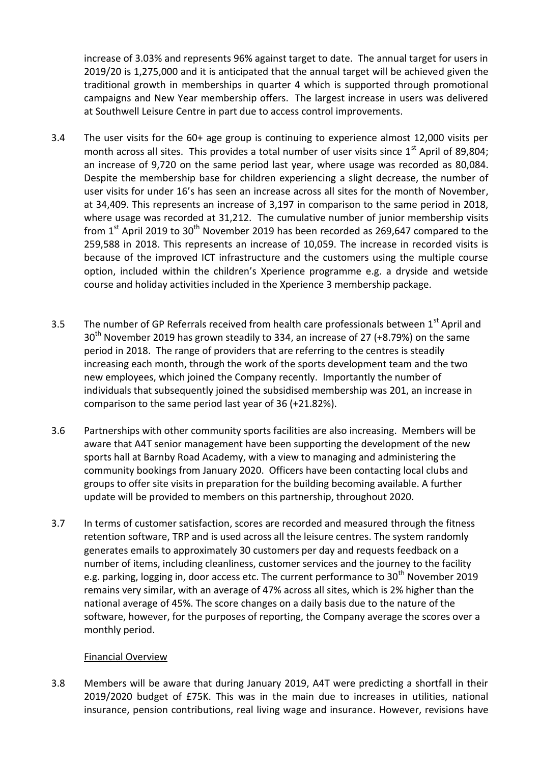increase of 3.03% and represents 96% against target to date. The annual target for users in 2019/20 is 1,275,000 and it is anticipated that the annual target will be achieved given the traditional growth in memberships in quarter 4 which is supported through promotional campaigns and New Year membership offers. The largest increase in users was delivered at Southwell Leisure Centre in part due to access control improvements.

3.4 The user visits for the 60+ age group is continuing to experience almost 12,000 visits per month across all sites. This provides a total number of user visits since 1st April of 89,804; an increase of 9,720 on the same period last year, where usage was recorded as 80,084. Despite the membership base for children experiencing a slight decrease, the number of user visits for under 16's has seen an increase across all sites for the month of November, at 34,409. This represents an increase of 3,197 in comparison to the same period in 2018, where usage was recorded at 31,212. The cumulative number of junior membership visits from 1st April 2019 to 30th November 2019 has been recorded as 269,647 compared to the 259,588 in 2018. This represents an increase of 10,059. The increase in recorded visits is because of the improved ICT infrastructure and the customers using the multiple course option, included within the children's Xperience programme e.g. a dryside and wetside course and holiday activities included in the Xperience 3 membership package.

3.5 The number of GP Referrals received from health care professionals between 1st April and 30th November 2019 has grown steadily to 334, an increase of 27 (+8.79%) on the same period in 2018. The range of providers that are referring to the centres is steadily increasing each month, through the work of the sports development team and the two new employees, which joined the Company recently. Importantly the number of individuals that subsequently joined the subsidised membership was 201, an increase in comparison to the same period last year of 36 (+21.82%).

3.6 Partnerships with other community sports facilities are also increasing. Members will be aware that A4T senior management have been supporting the development of the new sports hall at Barnby Road Academy, with a view to managing and administering the community bookings from January 2020. Officers have been contacting local clubs and groups to offer site visits in preparation for the building becoming available. A further update will be provided to members on this partnership, throughout 2020.

3.7 In terms of customer satisfaction, scores are recorded and measured through the fitness retention software, TRP and is used across all the leisure centres. The system randomly generates emails to approximately 30 customers per day and requests feedback on a number of items, including cleanliness, customer services and the journey to the facility e.g. parking, logging in, door access etc. The current performance to 30th November 2019 remains very similar, with an average of 47% across all sites, which is 2% higher than the national average of 45%. The score changes on a daily basis due to the nature of the software, however, for the purposes of reporting, the Company average the scores over a monthly period.

Financial Overview

3.8 Members will be aware that during January 2019, A4T were predicting a shortfall in their 2019/2020 budget of £75K. This was in the main due to increases in utilities, national insurance, pension contributions, real living wage and insurance. However, revisions have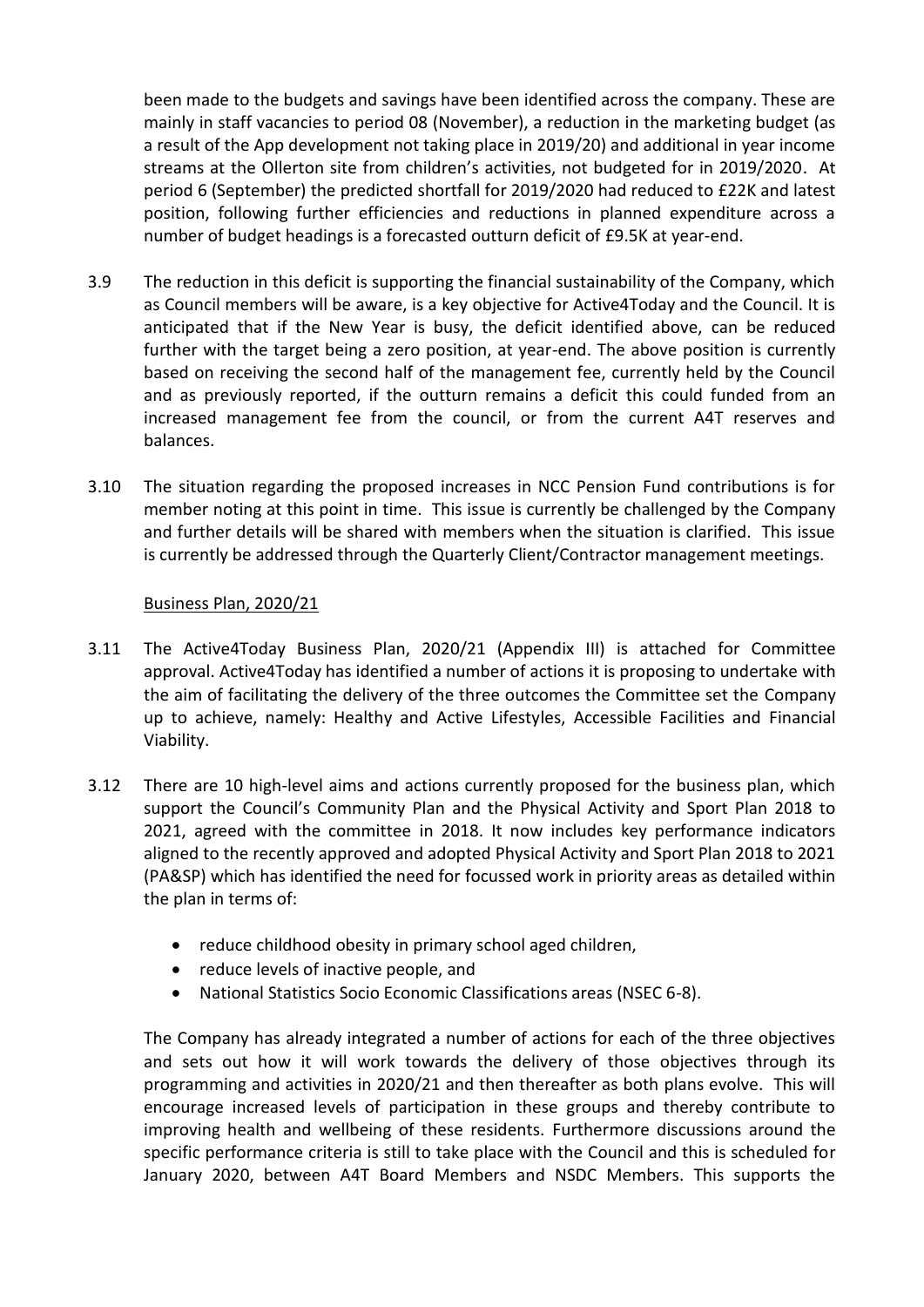been made to the budgets and savings have been identified across the company. These are mainly in staff vacancies to period 08 (November), a reduction in the marketing budget (as a result of the App development not taking place in 2019/20) and additional in year income streams at the Ollerton site from children's activities, not budgeted for in 2019/2020. At period 6 (September) the predicted shortfall for 2019/2020 had reduced to £22K and latest position, following further efficiencies and reductions in planned expenditure across a number of budget headings is a forecasted outturn deficit of £9.5K at year-end.

3.9 The reduction in this deficit is supporting the financial sustainability of the Company, which as Council members will be aware, is a key objective for Active4Today and the Council. It is anticipated that if the New Year is busy, the deficit identified above, can be reduced further with the target being a zero position, at year-end. The above position is currently based on receiving the second half of the management fee, currently held by the Council and as previously reported, if the outturn remains a deficit this could funded from an increased management fee from the council, or from the current A4T reserves and balances.

3.10 The situation regarding the proposed increases in NCC Pension Fund contributions is for member noting at this point in time. This issue is currently be challenged by the Company and further details will be shared with members when the situation is clarified. This issue is currently be addressed through the Quarterly Client/Contractor management meetings.

Business Plan, 2020/21

3.11 The Active4Today Business Plan, 2020/21 (Appendix III) is attached for Committee approval. Active4Today has identified a number of actions it is proposing to undertake with the aim of facilitating the delivery of the three outcomes the Committee set the Company up to achieve, namely: Healthy and Active Lifestyles, Accessible Facilities and Financial Viability.

3.12 There are 10 high-level aims and actions currently proposed for the business plan, which support the Council's Community Plan and the Physical Activity and Sport Plan 2018 to 2021, agreed with the committee in 2018. It now includes key performance indicators aligned to the recently approved and adopted Physical Activity and Sport Plan 2018 to 2021 (PA&SP) which has identified the need for focussed work in priority areas as detailed within the plan in terms of:

- reduce childhood obesity in primary school aged children,
- reduce levels of inactive people, and
- National Statistics Socio Economic Classifications areas (NSEC 6-8).

The Company has already integrated a number of actions for each of the three objectives and sets out how it will work towards the delivery of those objectives through its programming and activities in 2020/21 and then thereafter as both plans evolve. This will encourage increased levels of participation in these groups and thereby contribute to improving health and wellbeing of these residents. Furthermore discussions around the specific performance criteria is still to take place with the Council and this is scheduled for January 2020, between A4T Board Members and NSDC Members. This supports the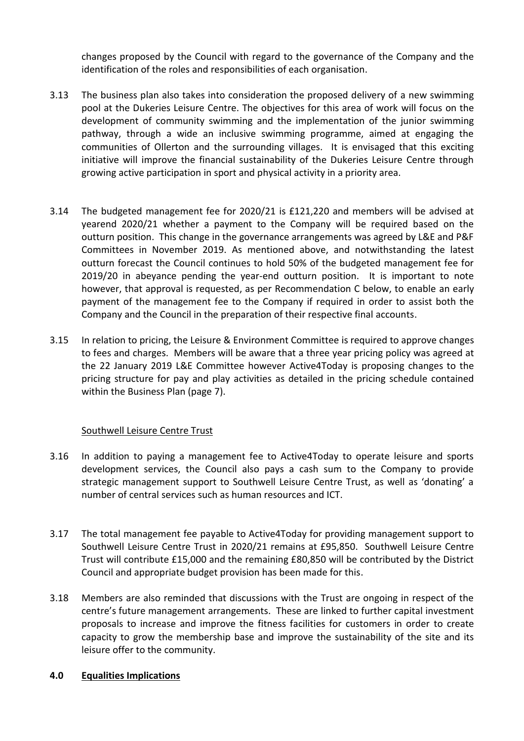changes proposed by the Council with regard to the governance of the Company and the identification of the roles and responsibilities of each organisation.

3.13 The business plan also takes into consideration the proposed delivery of a new swimming pool at the Dukeries Leisure Centre. The objectives for this area of work will focus on the development of community swimming and the implementation of the junior swimming pathway, through a wide an inclusive swimming programme, aimed at engaging the communities of Ollerton and the surrounding villages. It is envisaged that this exciting initiative will improve the financial sustainability of the Dukeries Leisure Centre through growing active participation in sport and physical activity in a priority area.

3.14 The budgeted management fee for 2020/21 is £121,220 and members will be advised at yearend 2020/21 whether a payment to the Company will be required based on the outturn position. This change in the governance arrangements was agreed by L&E and P&F Committees in November 2019. As mentioned above, and notwithstanding the latest outturn forecast the Council continues to hold 50% of the budgeted management fee for 2019/20 in abeyance pending the year-end outturn position. It is important to note however, that approval is requested, as per Recommendation C below, to enable an early payment of the management fee to the Company if required in order to assist both the Company and the Council in the preparation of their respective final accounts.

3.15 In relation to pricing, the Leisure & Environment Committee is required to approve changes to fees and charges. Members will be aware that a three year pricing policy was agreed at the 22 January 2019 L&E Committee however Active4Today is proposing changes to the pricing structure for pay and play activities as detailed in the pricing schedule contained within the Business Plan (page 7).

Southwell Leisure Centre Trust

3.16 In addition to paying a management fee to Active4Today to operate leisure and sports development services, the Council also pays a cash sum to the Company to provide strategic management support to Southwell Leisure Centre Trust, as well as 'donating' a number of central services such as human resources and ICT.

3.17 The total management fee payable to Active4Today for providing management support to Southwell Leisure Centre Trust in 2020/21 remains at £95,850. Southwell Leisure Centre Trust will contribute £15,000 and the remaining £80,850 will be contributed by the District Council and appropriate budget provision has been made for this.

3.18 Members are also reminded that discussions with the Trust are ongoing in respect of the centre's future management arrangements. These are linked to further capital investment proposals to increase and improve the fitness facilities for customers in order to create capacity to grow the membership base and improve the sustainability of the site and its leisure offer to the community.

## 4.0 Equalities Implications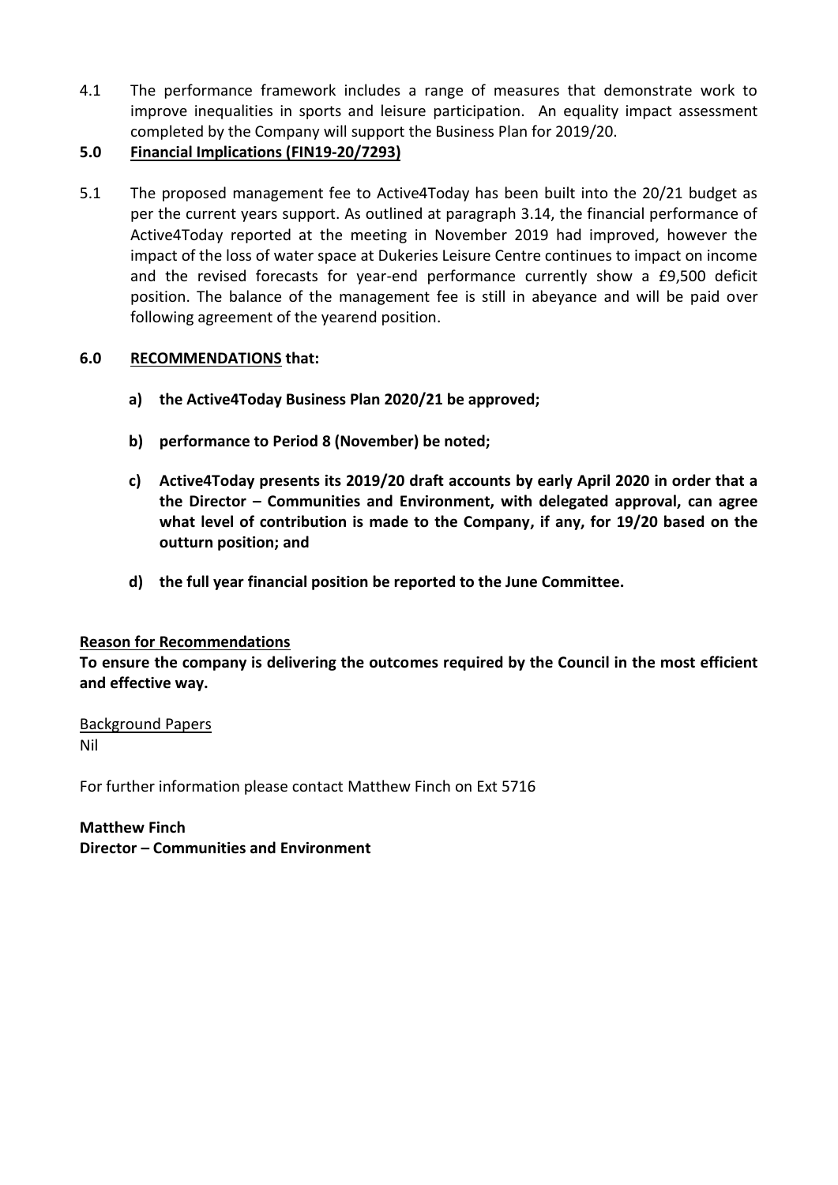4.1 The performance framework includes a range of measures that demonstrate work to improve inequalities in sports and leisure participation. An equality impact assessment completed by the Company will support the Business Plan for 2019/20.

## 5.0 Financial Implications (FIN19-20/7293)

5.1 The proposed management fee to Active4Today has been built into the 20/21 budget as per the current years support. As outlined at paragraph 3.14, the financial performance of Active4Today reported at the meeting in November 2019 had improved, however the impact of the loss of water space at Dukeries Leisure Centre continues to impact on income and the revised forecasts for year-end performance currently show a £9,500 deficit position. The balance of the management fee is still in abeyance and will be paid over following agreement of the yearend position.

## 6.0 RECOMMENDATIONS that:

**a) the Active4Today Business Plan 2020/21 be approved;**

**b) performance to Period 8 (November) be noted;**

**c) Active4Today presents its 2019/20 draft accounts by early April 2020 in order that a the Director – Communities and Environment, with delegated approval, can agree what level of contribution is made to the Company, if any, for 19/20 based on the outturn position; and**

**d) the full year financial position be reported to the June Committee.**

**Reason for Recommendations**

**To ensure the company is delivering the outcomes required by the Council in the most efficient and effective way.**

Background Papers

Nil

For further information please contact Matthew Finch on Ext 5716

**Matthew Finch**
**Director – Communities and Environment**